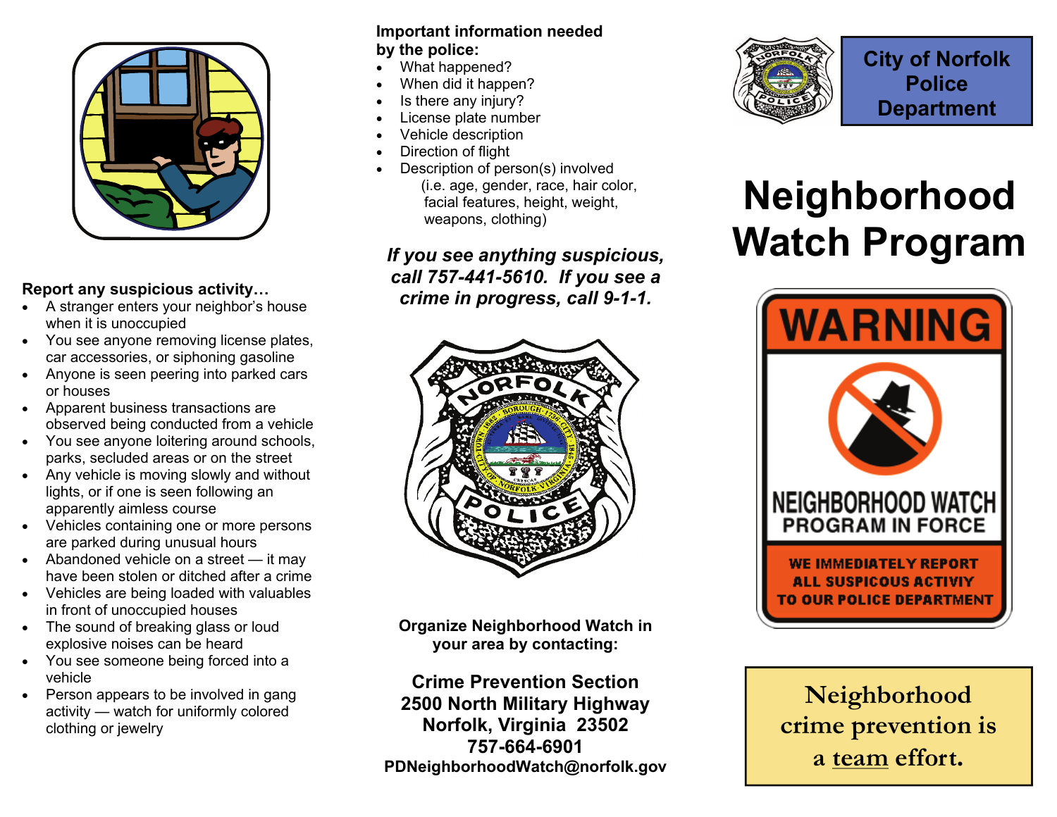**Report any suspicious activity…**

- A stranger enters your neighbor's house when it is unoccupied
- You see anyone removing license plates, car accessories, or siphoning gasoline
- Anyone is seen peering into parked cars or houses
- Apparent business transactions are observed being conducted from a vehicle
- You see anyone loitering around schools, parks, secluded areas or on the street
- Any vehicle is moving slowly and without lights, or if one is seen following an apparently aimless course
- Vehicles containing one or more persons are parked during unusual hours
- Abandoned vehicle on a street — it may have been stolen or ditched after a crime
- Vehicles are being loaded with valuables in front of unoccupied houses
- The sound of breaking glass or loud explosive noises can be heard
- You see someone being forced into a vehicle
- Person appears to be involved in gang activity — watch for uniformly colored clothing or jewelry

**Important information needed by the police:**

- What happened?
- When did it happen?
- Is there any injury?
- License plate number
- Vehicle description
- Direction of flight
- Description of person(s) involved
  (i.e. age, gender, race, hair color, facial features, height, weight, weapons, clothing)

***If you see anything suspicious, call 757-441-5610. If you see a crime in progress, call 9-1-1.***

**Organize Neighborhood Watch in your area by contacting:**

**Crime Prevention Section**
**2500 North Military Highway**
**Norfolk, Virginia 23502**
**757-664-6901**
**PDNeighborhoodWatch@norfolk.gov**

**City of Norfolk Police Department**

# Neighborhood Watch Program

WARNING

NEIGHBORHOOD WATCH PROGRAM IN FORCE

WE IMMEDIATELY REPORT ALL SUSPICOUS ACTIVIY TO OUR POLICE DEPARTMENT

**Neighborhood crime prevention is a team effort.**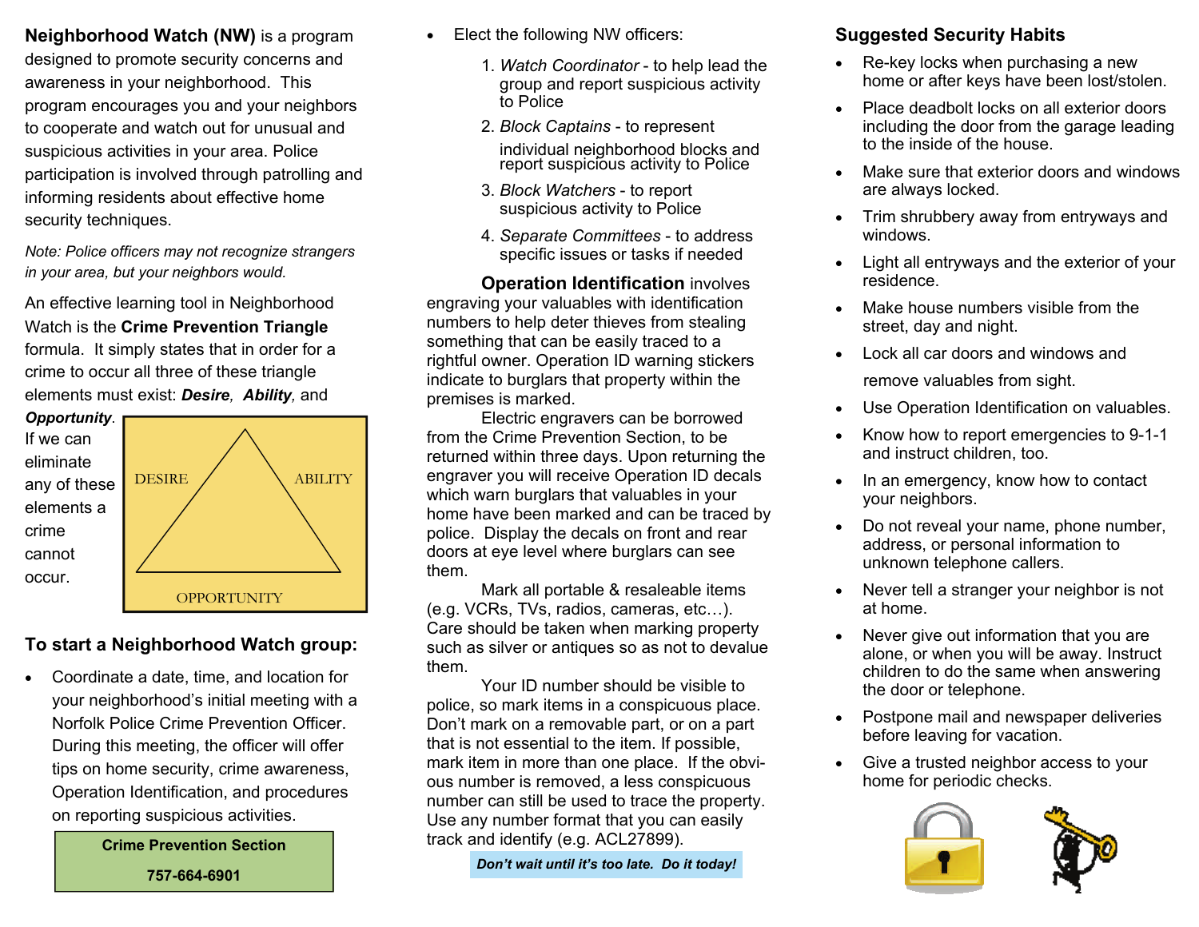**Neighborhood Watch (NW)** is a program designed to promote security concerns and awareness in your neighborhood. This program encourages you and your neighbors to cooperate and watch out for unusual and suspicious activities in your area. Police participation is involved through patrolling and informing residents about effective home security techniques.

*Note: Police officers may not recognize strangers in your area, but your neighbors would.*

An effective learning tool in Neighborhood Watch is the **Crime Prevention Triangle** formula. It simply states that in order for a crime to occur all three of these triangle elements must exist: ***Desire***, ***Ability***, and ***Opportunity***. If we can eliminate any of these elements a crime cannot occur.

DESIRE

ABILITY

OPPORTUNITY

## To start a Neighborhood Watch group:

- Coordinate a date, time, and location for your neighborhood's initial meeting with a Norfolk Police Crime Prevention Officer. During this meeting, the officer will offer tips on home security, crime awareness, Operation Identification, and procedures on reporting suspicious activities.

**Crime Prevention Section**

**757-664-6901**

- Elect the following NW officers:
  1. *Watch Coordinator* - to help lead the group and report suspicious activity to Police
  2. *Block Captains* - to represent individual neighborhood blocks and report suspicious activity to Police
  3. *Block Watchers* - to report suspicious activity to Police
  4. *Separate Committees* - to address specific issues or tasks if needed

**Operation Identification** involves engraving your valuables with identification numbers to help deter thieves from stealing something that can be easily traced to a rightful owner. Operation ID warning stickers indicate to burglars that property within the premises is marked.

Electric engravers can be borrowed from the Crime Prevention Section, to be returned within three days. Upon returning the engraver you will receive Operation ID decals which warn burglars that valuables in your home have been marked and can be traced by police. Display the decals on front and rear doors at eye level where burglars can see them.

Mark all portable & resaleable items (e.g. VCRs, TVs, radios, cameras, etc…). Care should be taken when marking property such as silver or antiques so as not to devalue them.

Your ID number should be visible to police, so mark items in a conspicuous place. Don't mark on a removable part, or on a part that is not essential to the item. If possible, mark item in more than one place. If the obvious number is removed, a less conspicuous number can still be used to trace the property. Use any number format that you can easily track and identify (e.g. ACL27899).

***Don't wait until it's too late. Do it today!***

## Suggested Security Habits

- Re-key locks when purchasing a new home or after keys have been lost/stolen.
- Place deadbolt locks on all exterior doors including the door from the garage leading to the inside of the house.
- Make sure that exterior doors and windows are always locked.
- Trim shrubbery away from entryways and windows.
- Light all entryways and the exterior of your residence.
- Make house numbers visible from the street, day and night.
- Lock all car doors and windows and remove valuables from sight.
- Use Operation Identification on valuables.
- Know how to report emergencies to 9-1-1 and instruct children, too.
- In an emergency, know how to contact your neighbors.
- Do not reveal your name, phone number, address, or personal information to unknown telephone callers.
- Never tell a stranger your neighbor is not at home.
- Never give out information that you are alone, or when you will be away. Instruct children to do the same when answering the door or telephone.
- Postpone mail and newspaper deliveries before leaving for vacation.
- Give a trusted neighbor access to your home for periodic checks.